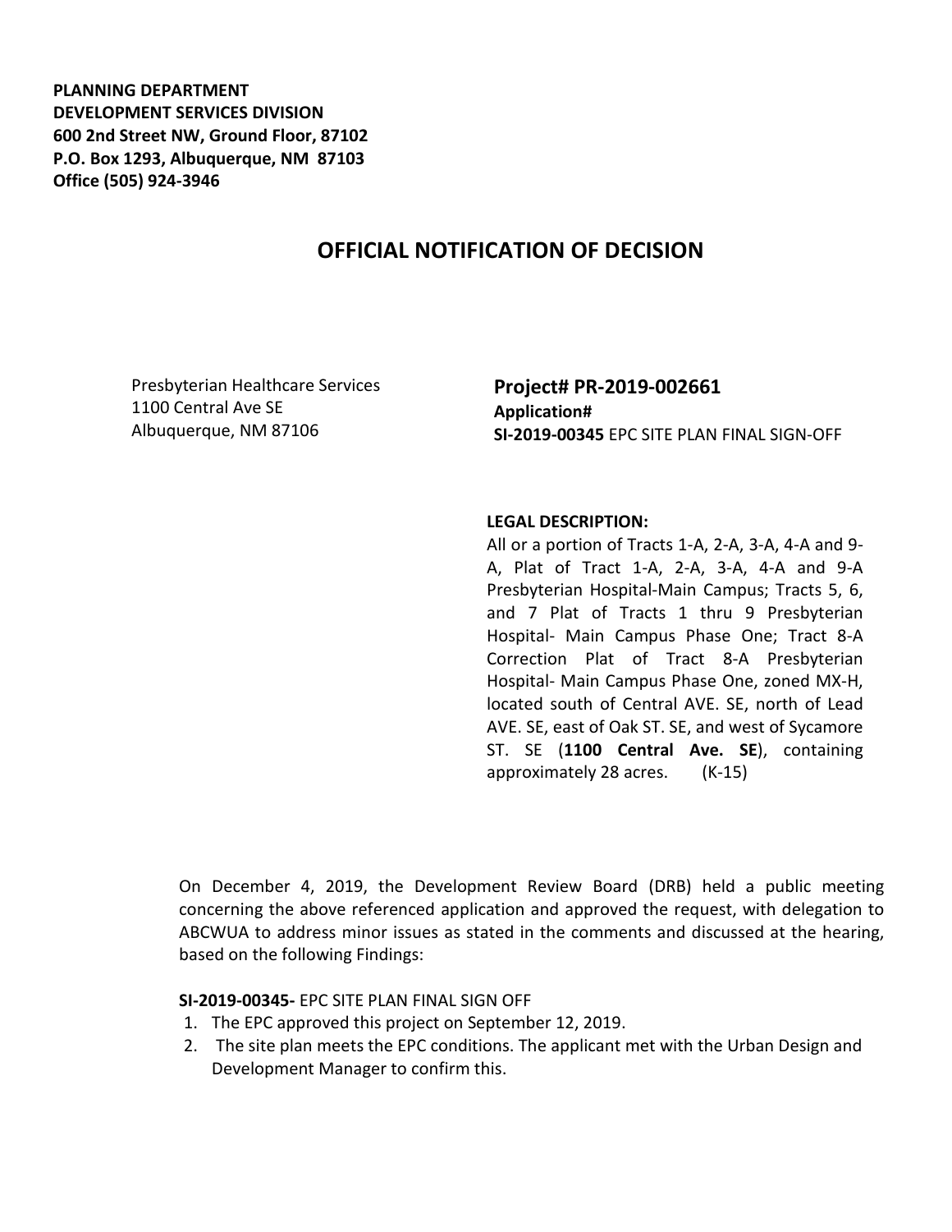**PLANNING DEPARTMENT**
**DEVELOPMENT SERVICES DIVISION**
**600 2nd Street NW, Ground Floor, 87102**
**P.O. Box 1293, Albuquerque, NM 87103**
**Office (505) 924-3946**

# OFFICIAL NOTIFICATION OF DECISION

Presbyterian Healthcare Services
1100 Central Ave SE
Albuquerque, NM 87106

**Project# PR-2019-002661**
**Application#**
**SI-2019-00345** EPC SITE PLAN FINAL SIGN-OFF

**LEGAL DESCRIPTION:**
All or a portion of Tracts 1-A, 2-A, 3-A, 4-A and 9-A, Plat of Tract 1-A, 2-A, 3-A, 4-A and 9-A Presbyterian Hospital-Main Campus; Tracts 5, 6, and 7 Plat of Tracts 1 thru 9 Presbyterian Hospital- Main Campus Phase One; Tract 8-A Correction Plat of Tract 8-A Presbyterian Hospital- Main Campus Phase One, zoned MX-H, located south of Central AVE. SE, north of Lead AVE. SE, east of Oak ST. SE, and west of Sycamore ST. SE (**1100 Central Ave. SE**), containing approximately 28 acres. (K-15)

On December 4, 2019, the Development Review Board (DRB) held a public meeting concerning the above referenced application and approved the request, with delegation to ABCWUA to address minor issues as stated in the comments and discussed at the hearing, based on the following Findings:

**SI-2019-00345-** EPC SITE PLAN FINAL SIGN OFF

1. The EPC approved this project on September 12, 2019.
2. The site plan meets the EPC conditions. The applicant met with the Urban Design and Development Manager to confirm this.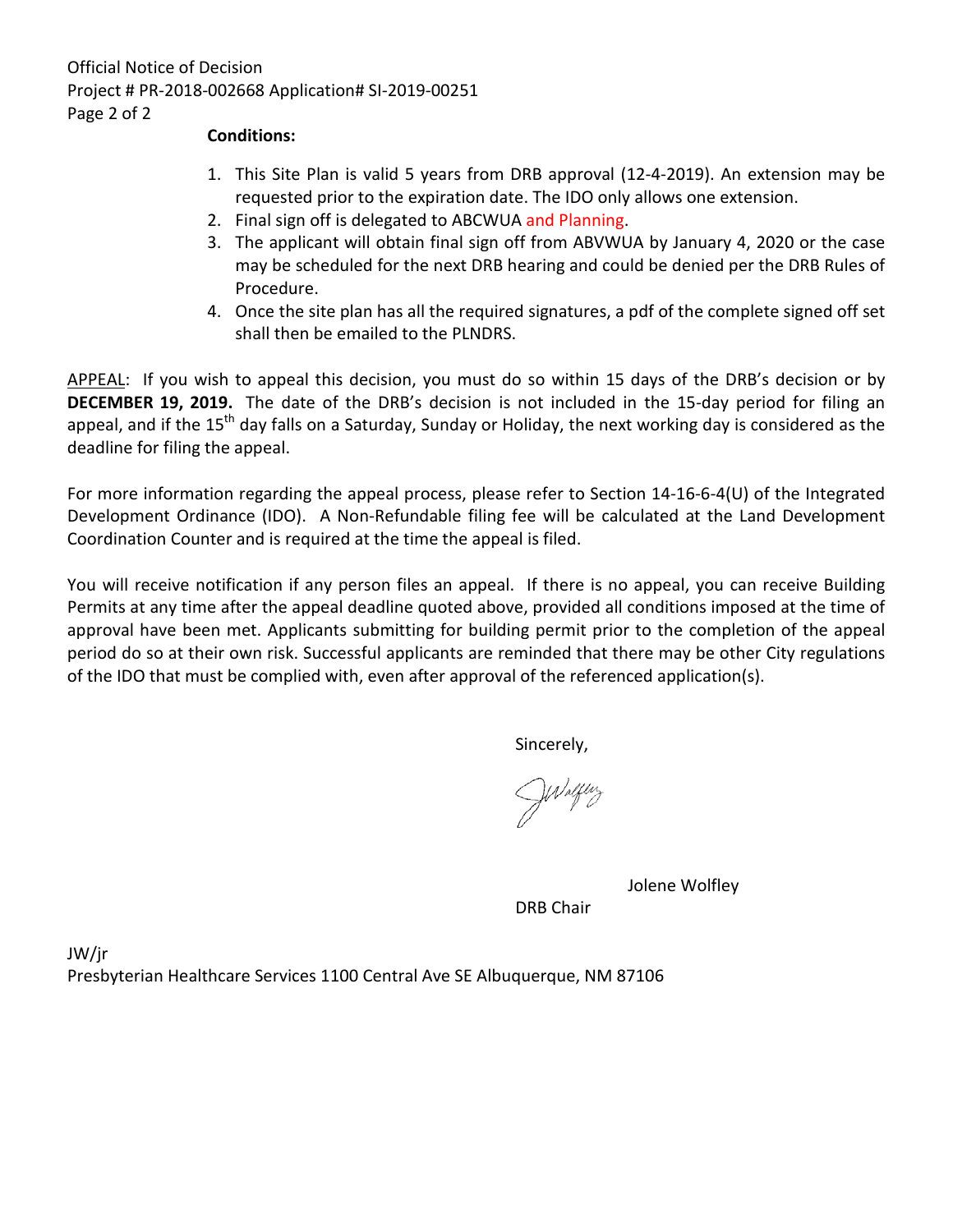**Conditions:**

1. This Site Plan is valid 5 years from DRB approval (12-4-2019). An extension may be requested prior to the expiration date. The IDO only allows one extension.
2. Final sign off is delegated to ABCWUA and Planning.
3. The applicant will obtain final sign off from ABVWUA by January 4, 2020 or the case may be scheduled for the next DRB hearing and could be denied per the DRB Rules of Procedure.
4. Once the site plan has all the required signatures, a pdf of the complete signed off set shall then be emailed to the PLNDRS.

APPEAL: If you wish to appeal this decision, you must do so within 15 days of the DRB's decision or by **DECEMBER 19, 2019.** The date of the DRB's decision is not included in the 15-day period for filing an appeal, and if the 15th day falls on a Saturday, Sunday or Holiday, the next working day is considered as the deadline for filing the appeal.

For more information regarding the appeal process, please refer to Section 14-16-6-4(U) of the Integrated Development Ordinance (IDO). A Non-Refundable filing fee will be calculated at the Land Development Coordination Counter and is required at the time the appeal is filed.

You will receive notification if any person files an appeal. If there is no appeal, you can receive Building Permits at any time after the appeal deadline quoted above, provided all conditions imposed at the time of approval have been met. Applicants submitting for building permit prior to the completion of the appeal period do so at their own risk. Successful applicants are reminded that there may be other City regulations of the IDO that must be complied with, even after approval of the referenced application(s).

Sincerely,

Jolene Wolfley
DRB Chair

JW/jr
Presbyterian Healthcare Services 1100 Central Ave SE Albuquerque, NM 87106